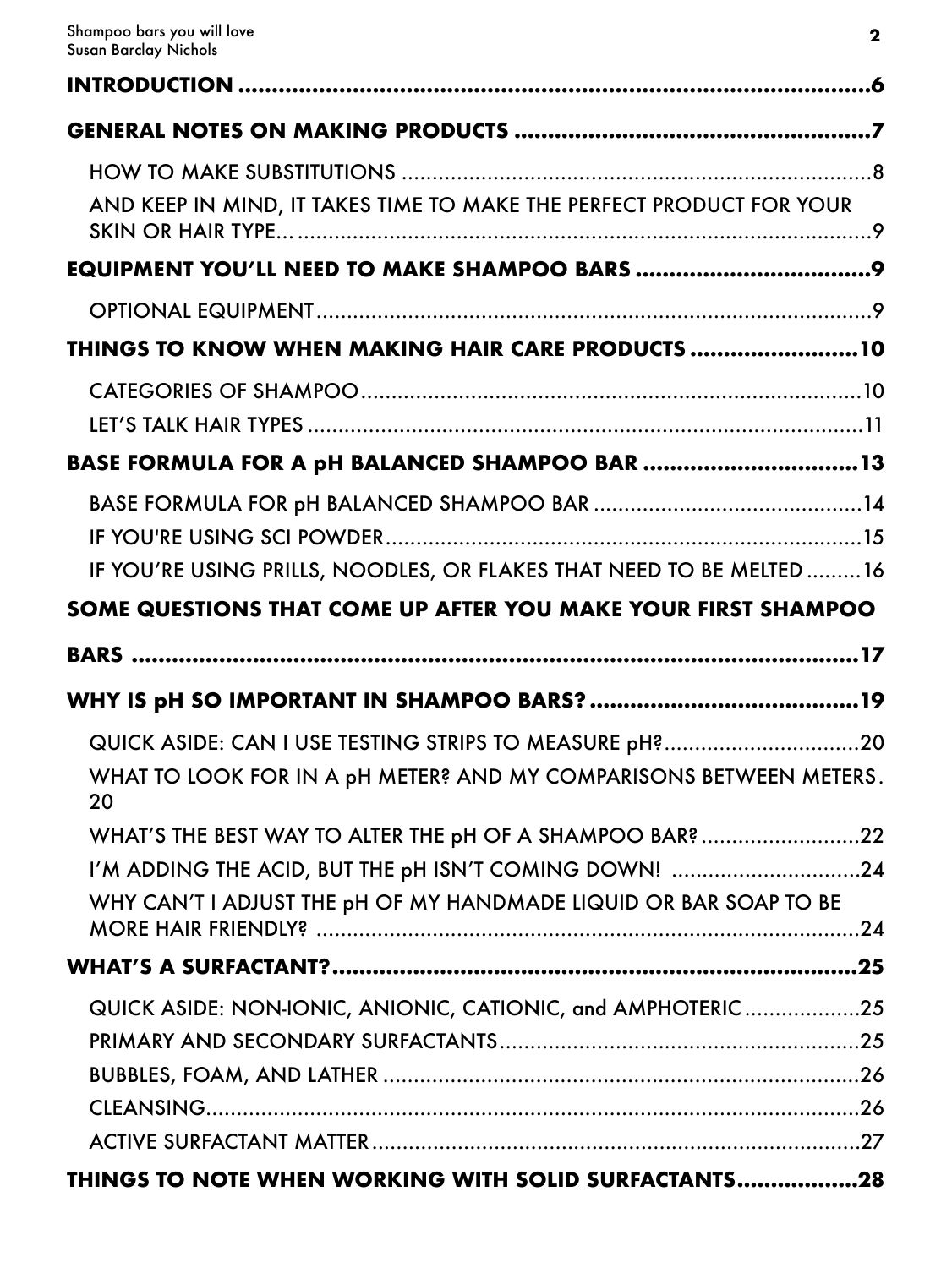- **INTRODUCTION** .......... 6
- **GENERAL NOTES ON MAKING PRODUCTS** .......... 7
  - HOW TO MAKE SUBSTITUTIONS .......... 8
  - AND KEEP IN MIND, IT TAKES TIME TO MAKE THE PERFECT PRODUCT FOR YOUR SKIN OR HAIR TYPE... .......... 9
- **EQUIPMENT YOU'LL NEED TO MAKE SHAMPOO BARS** .......... 9
  - OPTIONAL EQUIPMENT .......... 9
- **THINGS TO KNOW WHEN MAKING HAIR CARE PRODUCTS** .......... 10
  - CATEGORIES OF SHAMPOO .......... 10
  - LET'S TALK HAIR TYPES .......... 11
- **BASE FORMULA FOR A pH BALANCED SHAMPOO BAR** .......... 13
  - BASE FORMULA FOR pH BALANCED SHAMPOO BAR .......... 14
  - IF YOU'RE USING SCI POWDER .......... 15
  - IF YOU'RE USING PRILLS, NOODLES, OR FLAKES THAT NEED TO BE MELTED .......... 16
- **SOME QUESTIONS THAT COME UP AFTER YOU MAKE YOUR FIRST SHAMPOO BARS** .......... 17
- **WHY IS pH SO IMPORTANT IN SHAMPOO BARS?** .......... 19
  - QUICK ASIDE: CAN I USE TESTING STRIPS TO MEASURE pH? .......... 20
  - WHAT TO LOOK FOR IN A pH METER? AND MY COMPARISONS BETWEEN METERS. .......... 20
  - WHAT'S THE BEST WAY TO ALTER THE pH OF A SHAMPOO BAR? .......... 22
  - I'M ADDING THE ACID, BUT THE pH ISN'T COMING DOWN! .......... 24
  - WHY CAN'T I ADJUST THE pH OF MY HANDMADE LIQUID OR BAR SOAP TO BE MORE HAIR FRIENDLY? .......... 24
- **WHAT'S A SURFACTANT?** .......... 25
  - QUICK ASIDE: NON-IONIC, ANIONIC, CATIONIC, and AMPHOTERIC .......... 25
  - PRIMARY AND SECONDARY SURFACTANTS .......... 25
  - BUBBLES, FOAM, AND LATHER .......... 26
  - CLEANSING .......... 26
  - ACTIVE SURFACTANT MATTER .......... 27
- **THINGS TO NOTE WHEN WORKING WITH SOLID SURFACTANTS** .......... 28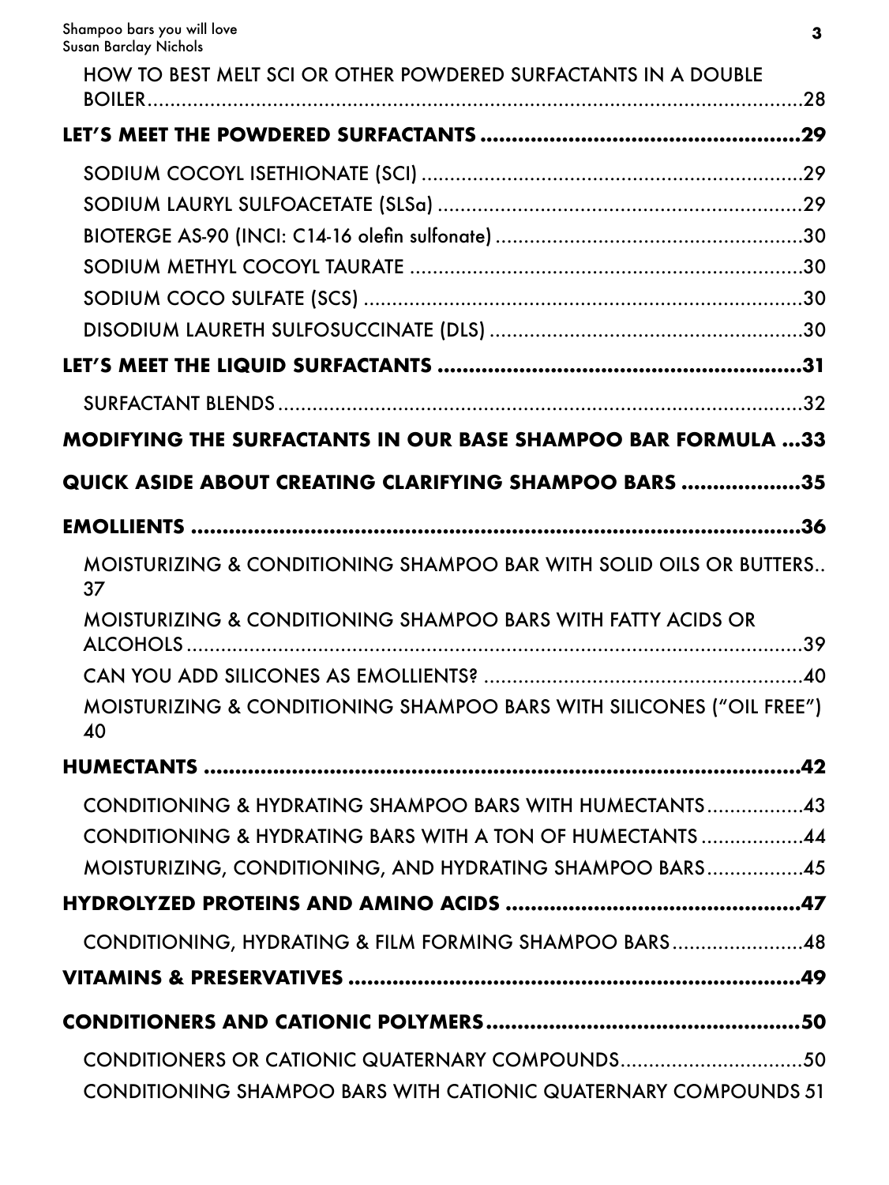HOW TO BEST MELT SCI OR OTHER POWDERED SURFACTANTS IN A DOUBLE BOILER........28

**LET'S MEET THE POWDERED SURFACTANTS ........29**

SODIUM COCOYL ISETHIONATE (SCI) ........29

SODIUM LAURYL SULFOACETATE (SLSa) ........29

BIOTERGE AS-90 (INCI: C14-16 olefin sulfonate) ........30

SODIUM METHYL COCOYL TAURATE ........30

SODIUM COCO SULFATE (SCS) ........30

DISODIUM LAURETH SULFOSUCCINATE (DLS) ........30

**LET'S MEET THE LIQUID SURFACTANTS ........31**

SURFACTANT BLENDS........32

**MODIFYING THE SURFACTANTS IN OUR BASE SHAMPOO BAR FORMULA ...33**

**QUICK ASIDE ABOUT CREATING CLARIFYING SHAMPOO BARS ........35**

**EMOLLIENTS ........36**

MOISTURIZING & CONDITIONING SHAMPOO BAR WITH SOLID OILS OR BUTTERS.. 37

MOISTURIZING & CONDITIONING SHAMPOO BARS WITH FATTY ACIDS OR ALCOHOLS........39

CAN YOU ADD SILICONES AS EMOLLIENTS? ........40

MOISTURIZING & CONDITIONING SHAMPOO BARS WITH SILICONES ("OIL FREE") 40

**HUMECTANTS ........42**

CONDITIONING & HYDRATING SHAMPOO BARS WITH HUMECTANTS........43

CONDITIONING & HYDRATING BARS WITH A TON OF HUMECTANTS ........44

MOISTURIZING, CONDITIONING, AND HYDRATING SHAMPOO BARS........45

**HYDROLYZED PROTEINS AND AMINO ACIDS ........47**

CONDITIONING, HYDRATING & FILM FORMING SHAMPOO BARS........48

**VITAMINS & PRESERVATIVES ........49**

**CONDITIONERS AND CATIONIC POLYMERS........50**

CONDITIONERS OR CATIONIC QUATERNARY COMPOUNDS........50

CONDITIONING SHAMPOO BARS WITH CATIONIC QUATERNARY COMPOUNDS 51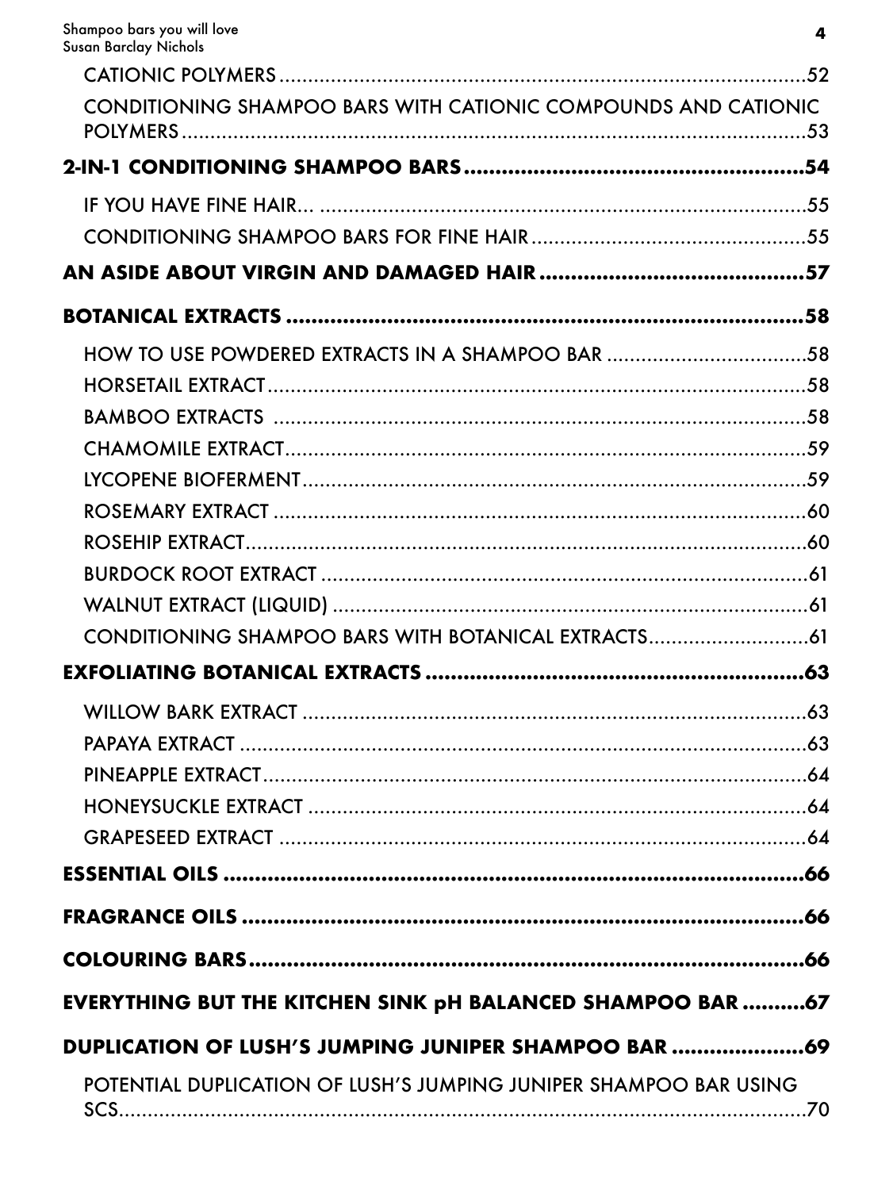CATIONIC POLYMERS ....................................................................................... 52

CONDITIONING SHAMPOO BARS WITH CATIONIC COMPOUNDS AND CATIONIC POLYMERS ....................................................................................... 53

**2-IN-1 CONDITIONING SHAMPOO BARS ....................................................... 54**

IF YOU HAVE FINE HAIR... ....................................................................................... 55

CONDITIONING SHAMPOO BARS FOR FINE HAIR ............................................. 55

**AN ASIDE ABOUT VIRGIN AND DAMAGED HAIR ............................................ 57**

**BOTANICAL EXTRACTS ....................................................................................... 58**

HOW TO USE POWDERED EXTRACTS IN A SHAMPOO BAR ............................. 58

HORSETAIL EXTRACT ....................................................................................... 58

BAMBOO EXTRACTS ....................................................................................... 58

CHAMOMILE EXTRACT ....................................................................................... 59

LYCOPENE BIOFERMENT ....................................................................................... 59

ROSEMARY EXTRACT ....................................................................................... 60

ROSEHIP EXTRACT ....................................................................................... 60

BURDOCK ROOT EXTRACT ....................................................................................... 61

WALNUT EXTRACT (LIQUID) ....................................................................................... 61

CONDITIONING SHAMPOO BARS WITH BOTANICAL EXTRACTS ........................ 61

**EXFOLIATING BOTANICAL EXTRACTS ............................................................ 63**

WILLOW BARK EXTRACT ....................................................................................... 63

PAPAYA EXTRACT ....................................................................................... 63

PINEAPPLE EXTRACT ....................................................................................... 64

HONEYSUCKLE EXTRACT ....................................................................................... 64

GRAPESEED EXTRACT ....................................................................................... 64

**ESSENTIAL OILS ....................................................................................... 66**

**FRAGRANCE OILS ....................................................................................... 66**

**COLOURING BARS ....................................................................................... 66**

**EVERYTHING BUT THE KITCHEN SINK pH BALANCED SHAMPOO BAR .......... 67**

**DUPLICATION OF LUSH'S JUMPING JUNIPER SHAMPOO BAR ..................... 69**

POTENTIAL DUPLICATION OF LUSH'S JUMPING JUNIPER SHAMPOO BAR USING SCS ....................................................................................... 70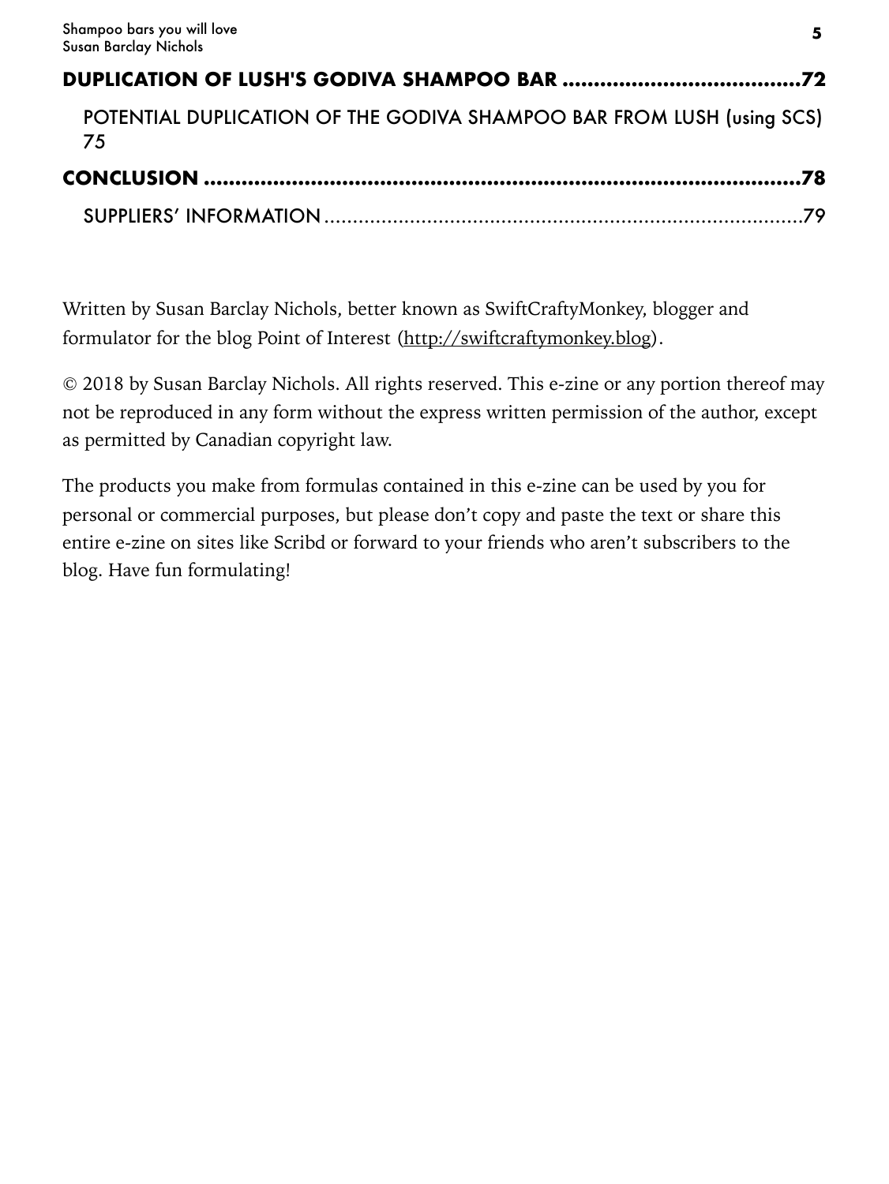**DUPLICATION OF LUSH'S GODIVA SHAMPOO BAR ......................................72**

POTENTIAL DUPLICATION OF THE GODIVA SHAMPOO BAR FROM LUSH (using SCS) 75

**CONCLUSION ..........................................................................................78**

SUPPLIERS' INFORMATION ......................................................................79

Written by Susan Barclay Nichols, better known as SwiftCraftyMonkey, blogger and formulator for the blog Point of Interest (http://swiftcraftymonkey.blog).

© 2018 by Susan Barclay Nichols. All rights reserved. This e-zine or any portion thereof may not be reproduced in any form without the express written permission of the author, except as permitted by Canadian copyright law.

The products you make from formulas contained in this e-zine can be used by you for personal or commercial purposes, but please don't copy and paste the text or share this entire e-zine on sites like Scribd or forward to your friends who aren't subscribers to the blog. Have fun formulating!